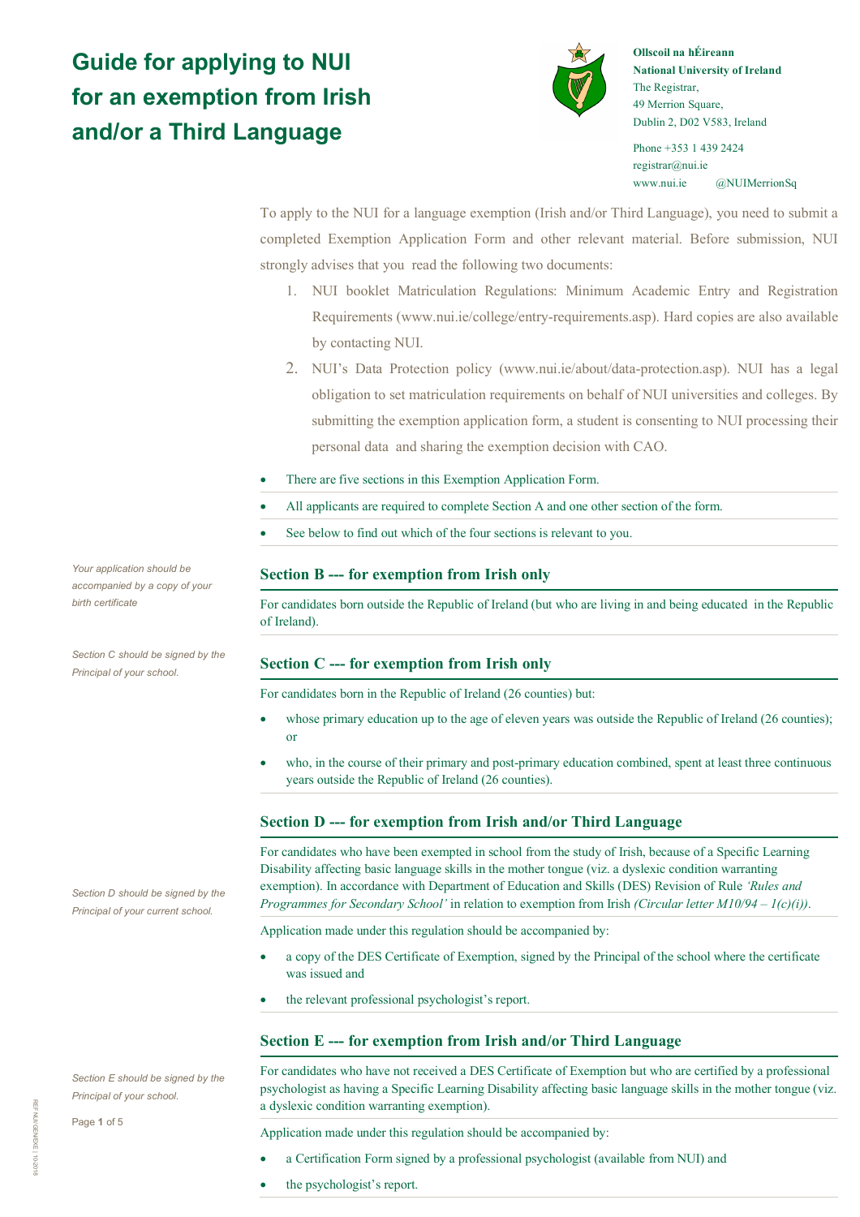# Guide for applying to NUI for an exemption from Irish and/or a Third Language

**Ollscoil na hÉireann**
**National University of Ireland**
The Registrar,
49 Merrion Square,
Dublin 2, D02 V583, Ireland

Phone +353 1 439 2424
registrar@nui.ie
www.nui.ie @NUIMerrionSq

To apply to the NUI for a language exemption (Irish and/or Third Language), you need to submit a completed Exemption Application Form and other relevant material. Before submission, NUI strongly advises that you read the following two documents:

1. NUI booklet Matriculation Regulations: Minimum Academic Entry and Registration Requirements (www.nui.ie/college/entry-requirements.asp). Hard copies are also available by contacting NUI.
2. NUI's Data Protection policy (www.nui.ie/about/data-protection.asp). NUI has a legal obligation to set matriculation requirements on behalf of NUI universities and colleges. By submitting the exemption application form, a student is consenting to NUI processing their personal data and sharing the exemption decision with CAO.

- There are five sections in this Exemption Application Form.
- All applicants are required to complete Section A and one other section of the form.
- See below to find out which of the four sections is relevant to you.

### Section B --- for exemption from Irish only

*Your application should be accompanied by a copy of your birth certificate*

For candidates born outside the Republic of Ireland (but who are living in and being educated in the Republic of Ireland).

### Section C --- for exemption from Irish only

*Section C should be signed by the Principal of your school.*

For candidates born in the Republic of Ireland (26 counties) but:

- whose primary education up to the age of eleven years was outside the Republic of Ireland (26 counties); or
- who, in the course of their primary and post-primary education combined, spent at least three continuous years outside the Republic of Ireland (26 counties).

### Section D --- for exemption from Irish and/or Third Language

*Section D should be signed by the Principal of your current school.*

For candidates who have been exempted in school from the study of Irish, because of a Specific Learning Disability affecting basic language skills in the mother tongue (viz. a dyslexic condition warranting exemption). In accordance with Department of Education and Skills (DES) Revision of Rule *'Rules and Programmes for Secondary School'* in relation to exemption from Irish *(Circular letter M10/94 – 1(c)(i))*.

Application made under this regulation should be accompanied by:

- a copy of the DES Certificate of Exemption, signed by the Principal of the school where the certificate was issued and
- the relevant professional psychologist's report.

### Section E --- for exemption from Irish and/or Third Language

*Section E should be signed by the Principal of your school.*

For candidates who have not received a DES Certificate of Exemption but who are certified by a professional psychologist as having a Specific Learning Disability affecting basic language skills in the mother tongue (viz. a dyslexic condition warranting exemption).

Application made under this regulation should be accompanied by:

- a Certification Form signed by a professional psychologist (available from NUI) and
- the psychologist's report.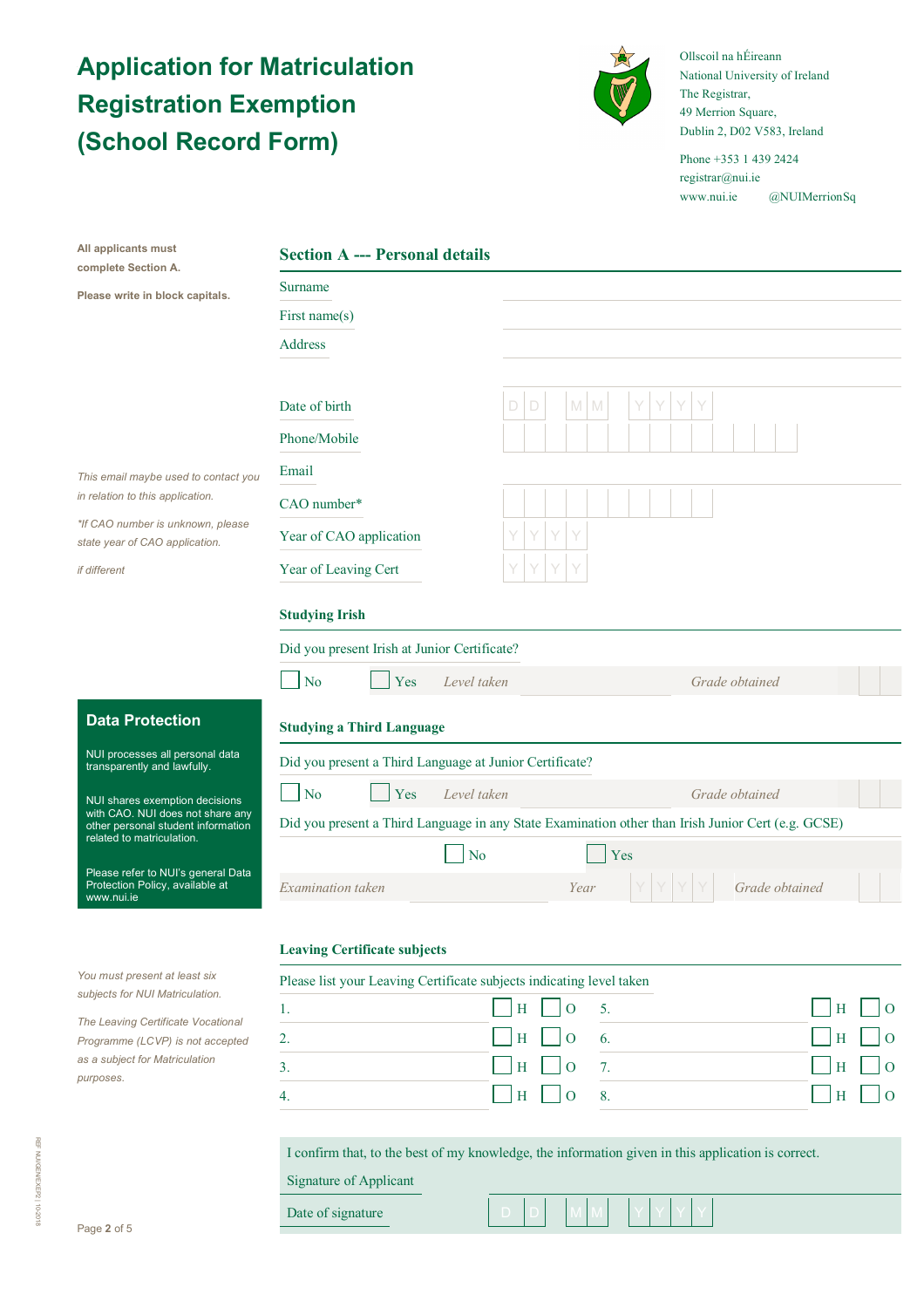# Application for Matriculation Registration Exemption (School Record Form)

Ollscoil na hÉireann
National University of Ireland
The Registrar,
49 Merrion Square,
Dublin 2, D02 V583, Ireland

Phone +353 1 439 2424
registrar@nui.ie
www.nui.ie @NUIMerrionSq

**All applicants must complete Section A.**

**Please write in block capitals.**

## Section A --- Personal details

Surname

First name(s)

Address

Date of birth D D M M Y Y Y Y

Phone/Mobile

Email

*This email maybe used to contact you in relation to this application.*

CAO number*

*\*If CAO number is unknown, please state year of CAO application.*

Year of CAO application Y Y Y Y

Year of Leaving Cert Y Y Y Y *if different*

### Studying Irish

Did you present Irish at Junior Certificate?

☐ No ☐ Yes *Level taken* *Grade obtained*

### Studying a Third Language

Did you present a Third Language at Junior Certificate?

☐ No ☐ Yes *Level taken* *Grade obtained*

Did you present a Third Language in any State Examination other than Irish Junior Cert (e.g. GCSE)

☐ No ☐ Yes

*Examination taken* *Year* Y Y Y Y *Grade obtained*

### Data Protection

NUI processes all personal data transparently and lawfully.

NUI shares exemption decisions with CAO. NUI does not share any other personal student information related to matriculation.

Please refer to NUI's general Data Protection Policy, available at www.nui.ie

### Leaving Certificate subjects

*You must present at least six subjects for NUI Matriculation.*

*The Leaving Certificate Vocational Programme (LCVP) is not accepted as a subject for Matriculation purposes.*

Please list your Leaving Certificate subjects indicating level taken

| | | | | | |
|---|---|---|---|---|---|
| 1. | ☐ H | ☐ O | 5. | ☐ H | ☐ O |
| 2. | ☐ H | ☐ O | 6. | ☐ H | ☐ O |
| 3. | ☐ H | ☐ O | 7. | ☐ H | ☐ O |
| 4. | ☐ H | ☐ O | 8. | ☐ H | ☐ O |

I confirm that, to the best of my knowledge, the information given in this application is correct.

Signature of Applicant

Date of signature D D M M Y Y Y Y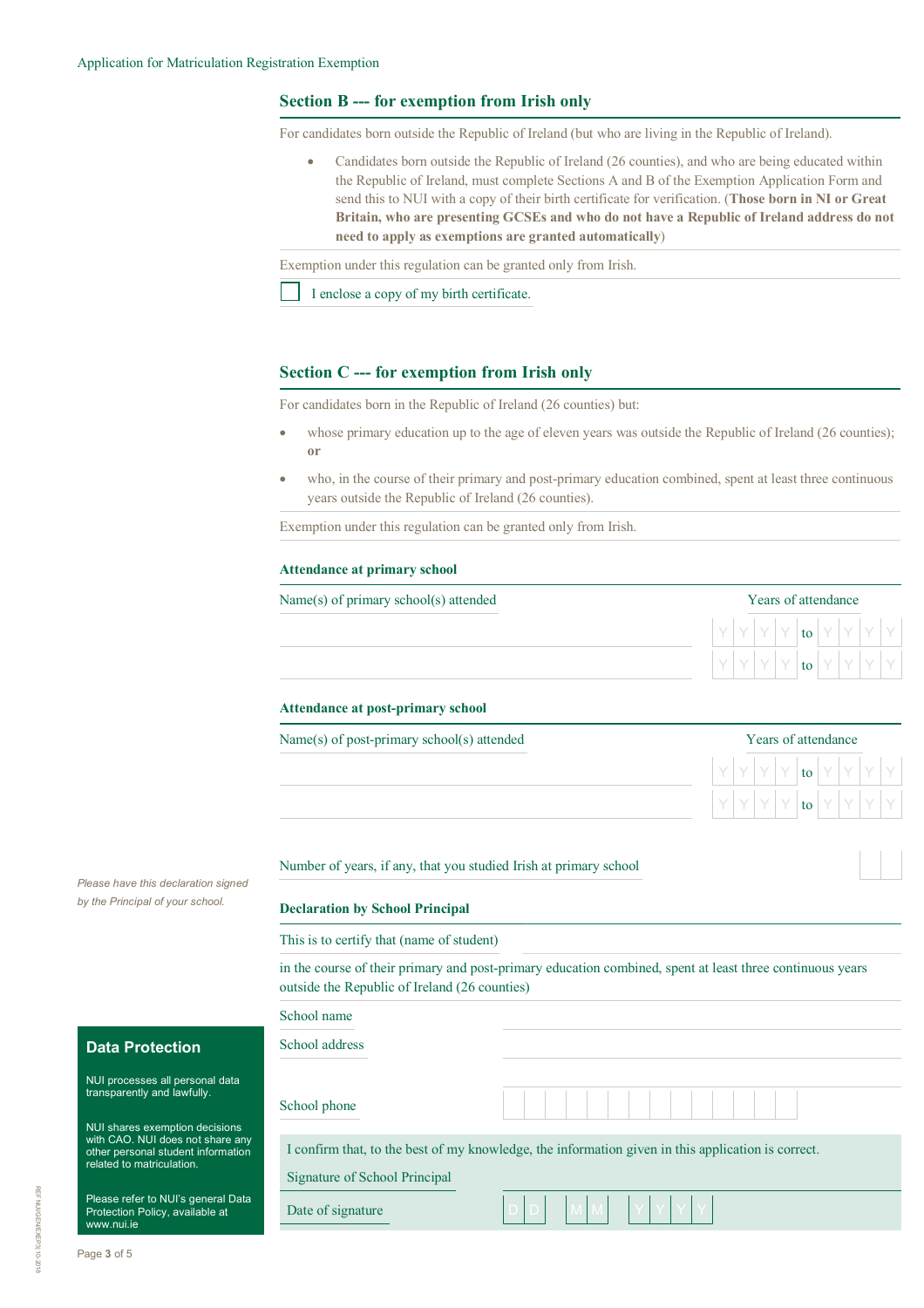## Section B --- for exemption from Irish only

For candidates born outside the Republic of Ireland (but who are living in the Republic of Ireland).

- Candidates born outside the Republic of Ireland (26 counties), and who are being educated within the Republic of Ireland, must complete Sections A and B of the Exemption Application Form and send this to NUI with a copy of their birth certificate for verification. (**Those born in NI or Great Britain, who are presenting GCSEs and who do not have a Republic of Ireland address do not need to apply as exemptions are granted automatically**)

Exemption under this regulation can be granted only from Irish.

☐ I enclose a copy of my birth certificate.

## Section C --- for exemption from Irish only

For candidates born in the Republic of Ireland (26 counties) but:

- whose primary education up to the age of eleven years was outside the Republic of Ireland (26 counties); **or**
- who, in the course of their primary and post-primary education combined, spent at least three continuous years outside the Republic of Ireland (26 counties).

Exemption under this regulation can be granted only from Irish.

### Attendance at primary school

| Name(s) of primary school(s) attended | Years of attendance |
|---|---|
| | YYYY to YYYY |
| | YYYY to YYYY |

### Attendance at post-primary school

| Name(s) of post-primary school(s) attended | Years of attendance |
|---|---|
| | YYYY to YYYY |
| | YYYY to YYYY |

Number of years, if any, that you studied Irish at primary school ☐☐

*Please have this declaration signed by the Principal of your school.*

### Declaration by School Principal

This is to certify that (name of student) ______________________

in the course of their primary and post-primary education combined, spent at least three continuous years outside the Republic of Ireland (26 counties)

School name ______________________

School address ______________________

School phone ______________________

I confirm that, to the best of my knowledge, the information given in this application is correct.

Signature of School Principal ______________________

Date of signature DD MM YYYY

### Data Protection

NUI processes all personal data transparently and lawfully.

NUI shares exemption decisions with CAO. NUI does not share any other personal student information related to matriculation.

Please refer to NUI's general Data Protection Policy, available at www.nui.ie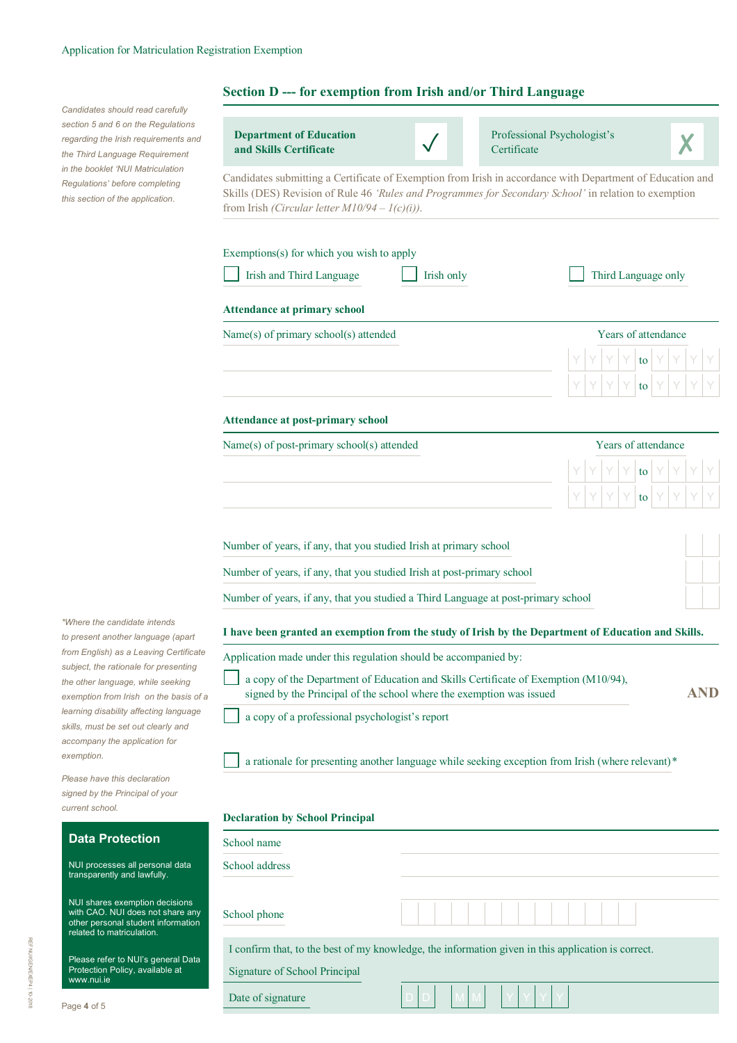## Section D --- for exemption from Irish and/or Third Language

*Candidates should read carefully section 5 and 6 on the Regulations regarding the Irish requirements and the Third Language Requirement in the booklet 'NUI Matriculation Regulations' before completing this section of the application.*

| **Department of Education and Skills Certificate** ✓ | Professional Psychologist's Certificate ✗ |
|---|---|

Candidates submitting a Certificate of Exemption from Irish in accordance with Department of Education and Skills (DES) Revision of Rule 46 *'Rules and Programmes for Secondary School'* in relation to exemption from Irish *(Circular letter M10/94 – 1(c)(i))*.

Exemptions(s) for which you wish to apply

☐ Irish and Third Language ☐ Irish only ☐ Third Language only

**Attendance at primary school**

| Name(s) of primary school(s) attended | Years of attendance |
|---|---|
| | YYYY to YYYY |
| | YYYY to YYYY |

**Attendance at post-primary school**

| Name(s) of post-primary school(s) attended | Years of attendance |
|---|---|
| | YYYY to YYYY |
| | YYYY to YYYY |

Number of years, if any, that you studied Irish at primary school

Number of years, if any, that you studied Irish at post-primary school

Number of years, if any, that you studied a Third Language at post-primary school

**I have been granted an exemption from the study of Irish by the Department of Education and Skills.**

Application made under this regulation should be accompanied by:

☐ a copy of the Department of Education and Skills Certificate of Exemption (M10/94), signed by the Principal of the school where the exemption was issued **AND**

☐ a copy of a professional psychologist's report

☐ a rationale for presenting another language while seeking exception from Irish (where relevant)*

*\*Where the candidate intends to present another language (apart from English) as a Leaving Certificate subject, the rationale for presenting the other language, while seeking exemption from Irish on the basis of a learning disability affecting language skills, must be set out clearly and accompany the application for exemption.*

*Please have this declaration signed by the Principal of your current school.*

**Declaration by School Principal**

School name

School address

School phone

I confirm that, to the best of my knowledge, the information given in this application is correct.

Signature of School Principal

Date of signature DD MM YYYY

### Data Protection

NUI processes all personal data transparently and lawfully.

NUI shares exemption decisions with CAO. NUI does not share any other personal student information related to matriculation.

Please refer to NUI's general Data Protection Policy, available at www.nui.ie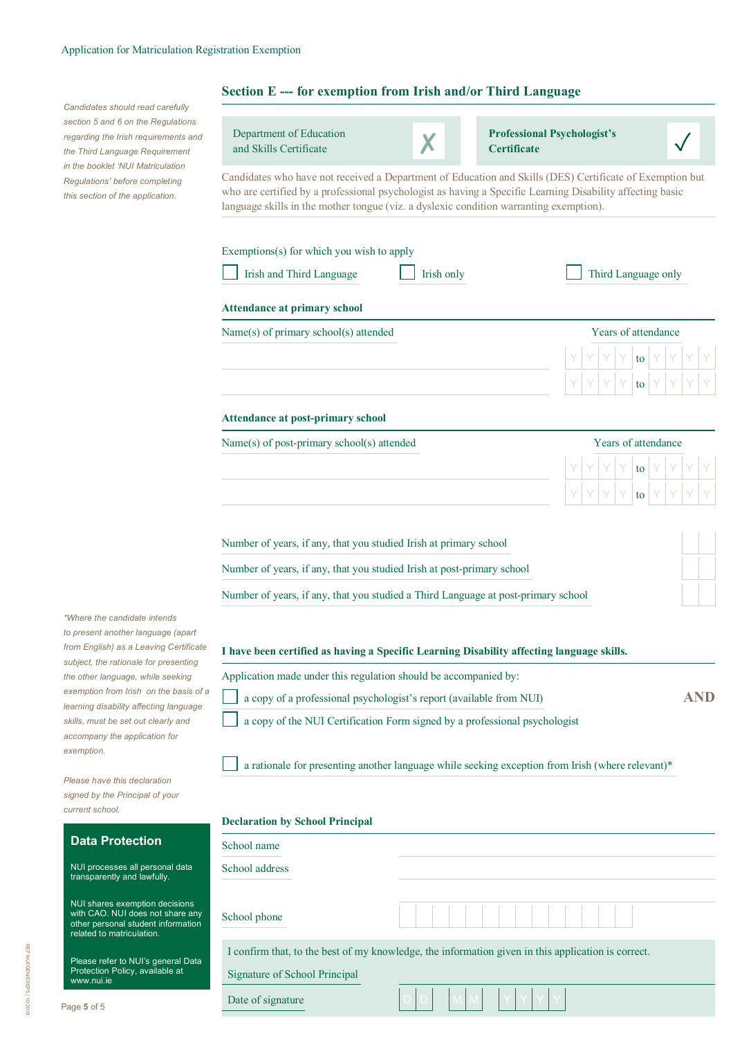## Section E --- for exemption from Irish and/or Third Language

*Candidates should read carefully section 5 and 6 on the Regulations regarding the Irish requirements and the Third Language Requirement in the booklet 'NUI Matriculation Regulations' before completing this section of the application.*

| Department of Education and Skills Certificate | ✗ | **Professional Psychologist's Certificate** | ✓ |
|---|---|---|---|

Candidates who have not received a Department of Education and Skills (DES) Certificate of Exemption but who are certified by a professional psychologist as having a Specific Learning Disability affecting basic language skills in the mother tongue (viz. a dyslexic condition warranting exemption).

Exemptions(s) for which you wish to apply

☐ Irish and Third Language ☐ Irish only ☐ Third Language only

**Attendance at primary school**

| Name(s) of primary school(s) attended | Years of attendance |
|---|---|
| | YYYY to YYYY |
| | YYYY to YYYY |

**Attendance at post-primary school**

| Name(s) of post-primary school(s) attended | Years of attendance |
|---|---|
| | YYYY to YYYY |
| | YYYY to YYYY |

Number of years, if any, that you studied Irish at primary school

Number of years, if any, that you studied Irish at post-primary school

Number of years, if any, that you studied a Third Language at post-primary school

**I have been certified as having a Specific Learning Disability affecting language skills.**

Application made under this regulation should be accompanied by:

☐ a copy of a professional psychologist's report (available from NUI) **AND**

☐ a copy of the NUI Certification Form signed by a professional psychologist

☐ a rationale for presenting another language while seeking exception from Irish (where relevant)*

*\*Where the candidate intends to present another language (apart from English) as a Leaving Certificate subject, the rationale for presenting the other language, while seeking exemption from Irish on the basis of a learning disability affecting language skills, must be set out clearly and accompany the application for exemption.*

*Please have this declaration signed by the Principal of your current school.*

**Declaration by School Principal**

School name

School address

School phone

I confirm that, to the best of my knowledge, the information given in this application is correct.

Signature of School Principal

Date of signature DD MM YYYY

**Data Protection**

NUI processes all personal data transparently and lawfully.

NUI shares exemption decisions with CAO. NUI does not share any other personal student information related to matriculation.

Please refer to NUI's general Data Protection Policy, available at www.nui.ie